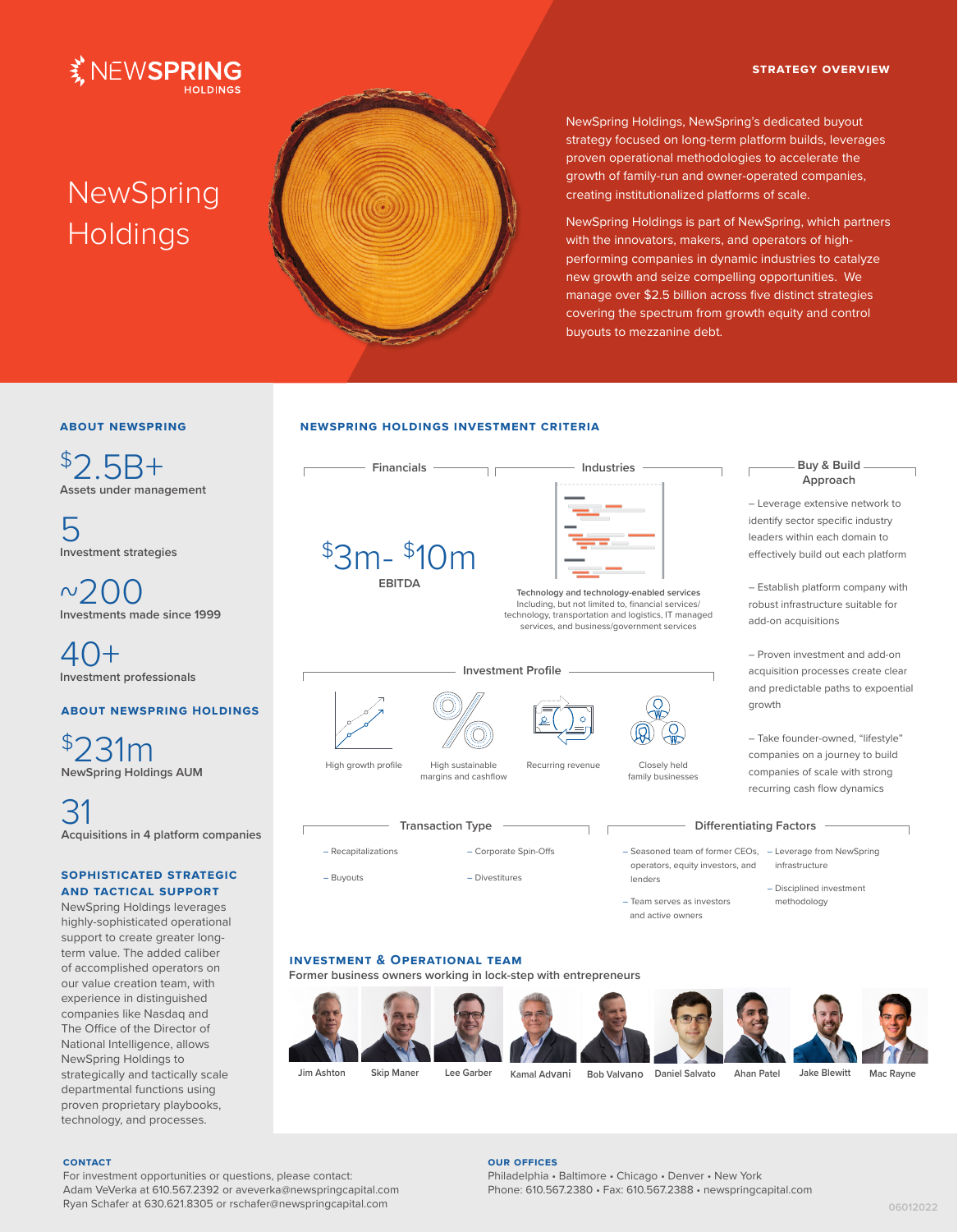NEWSPRING HOLDINGS

**STRATEGY OVERVIEW**

# NewSpring Holdings

NewSpring Holdings, NewSpring's dedicated buyout strategy focused on long-term platform builds, leverages proven operational methodologies to accelerate the growth of family-run and owner-operated companies, creating institutionalized platforms of scale.

NewSpring Holdings is part of NewSpring, which partners with the innovators, makers, and operators of high-performing companies in dynamic industries to catalyze new growth and seize compelling opportunities. We manage over $2.5 billion across five distinct strategies covering the spectrum from growth equity and control buyouts to mezzanine debt.

## ABOUT NEWSPRING

**$2.5B+**
Assets under management

**5**
Investment strategies

**~200**
Investments made since 1999

**40+**
Investment professionals

## ABOUT NEWSPRING HOLDINGS

**$231m**
NewSpring Holdings AUM

**31**
Acquisitions in 4 platform companies

## SOPHISTICATED STRATEGIC AND TACTICAL SUPPORT

NewSpring Holdings leverages highly-sophisticated operational support to create greater long-term value. The added caliber of accomplished operators on our value creation team, with experience in distinguished companies like Nasdaq and The Office of the Director of National Intelligence, allows NewSpring Holdings to strategically and tactically scale departmental functions using proven proprietary playbooks, technology, and processes.

## NEWSPRING HOLDINGS INVESTMENT CRITERIA

### Financials

**$3m- $10m**
EBITDA

### Industries

**Technology and technology-enabled services**
Including, but not limited to, financial services/technology, transportation and logistics, IT managed services, and business/government services

### Buy & Build Approach

– Leverage extensive network to identify sector specific industry leaders within each domain to effectively build out each platform

– Establish platform company with robust infrastructure suitable for add-on acquisitions

– Proven investment and add-on acquisition processes create clear and predictable paths to expoential growth

– Take founder-owned, "lifestyle" companies on a journey to build companies of scale with strong recurring cash flow dynamics

### Investment Profile

- High growth profile
- High sustainable margins and cashflow
- Recurring revenue
- Closely held family businesses

### Transaction Type

– Recapitalizations

– Corporate Spin-Offs

– Buyouts

– Divestitures

### Differentiating Factors

– Seasoned team of former CEOs, operators, equity investors, and lenders

– Team serves as investors and active owners

– Leverage from NewSpring infrastructure

– Disciplined investment methodology

## INVESTMENT & OPERATIONAL TEAM

Former business owners working in lock-step with entrepreneurs

Jim Ashton · Skip Maner · Lee Garber · Kamal Advani · Bob Valvano · Daniel Salvato · Ahan Patel · Jake Blewitt · Mac Rayne

**CONTACT**

For investment opportunities or questions, please contact:
Adam VeVerka at 610.567.2392 or aveverka@newspringcapital.com
Ryan Schafer at 630.621.8305 or rschafer@newspringcapital.com

**OUR OFFICES**

Philadelphia • Baltimore • Chicago • Denver • New York
Phone: 610.567.2380 • Fax: 610.567.2388 • newspringcapital.com

06012022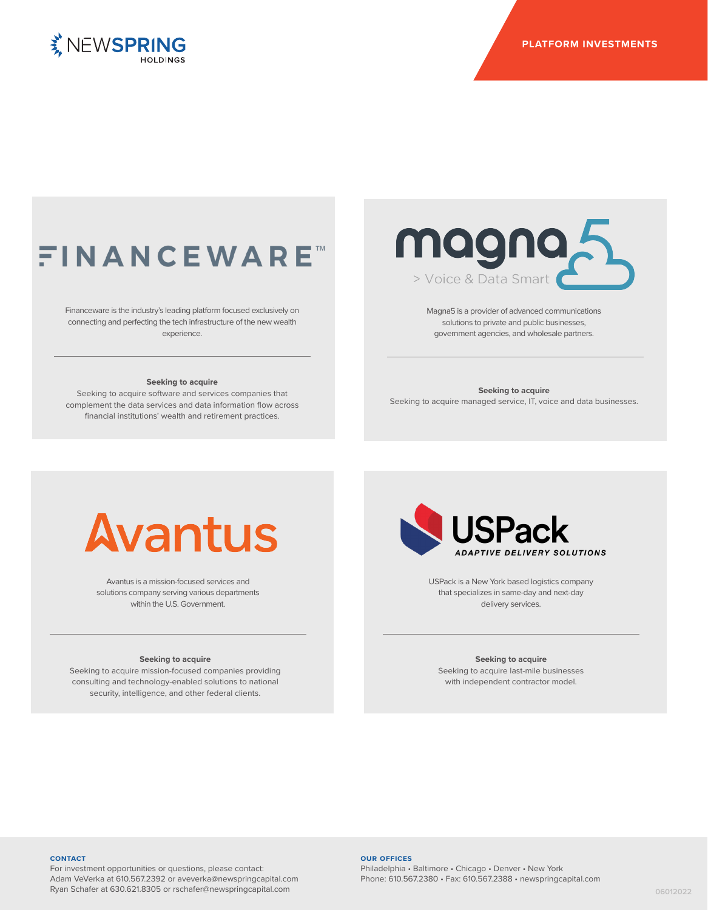NEWSPRING HOLDINGS

## PLATFORM INVESTMENTS

### FINANCEWARE™

Financeware is the industry's leading platform focused exclusively on connecting and perfecting the tech infrastructure of the new wealth experience.

**Seeking to acquire**

Seeking to acquire software and services companies that complement the data services and data information flow across financial institutions' wealth and retirement practices.

### magna5

> Voice & Data Smart

Magna5 is a provider of advanced communications solutions to private and public businesses, government agencies, and wholesale partners.

**Seeking to acquire**

Seeking to acquire managed service, IT, voice and data businesses.

### Avantus

Avantus is a mission-focused services and solutions company serving various departments within the U.S. Government.

**Seeking to acquire**

Seeking to acquire mission-focused companies providing consulting and technology-enabled solutions to national security, intelligence, and other federal clients.

### USPack

ADAPTIVE DELIVERY SOLUTIONS

USPack is a New York based logistics company that specializes in same-day and next-day delivery services.

**Seeking to acquire**

Seeking to acquire last-mile businesses with independent contractor model.

**CONTACT**

For investment opportunities or questions, please contact:
Adam VeVerka at 610.567.2392 or aveverka@newspringcapital.com
Ryan Schafer at 630.621.8305 or rschafer@newspringcapital.com

**OUR OFFICES**

Philadelphia • Baltimore • Chicago • Denver • New York
Phone: 610.567.2380 • Fax: 610.567.2388 • newspringcapital.com

06012022